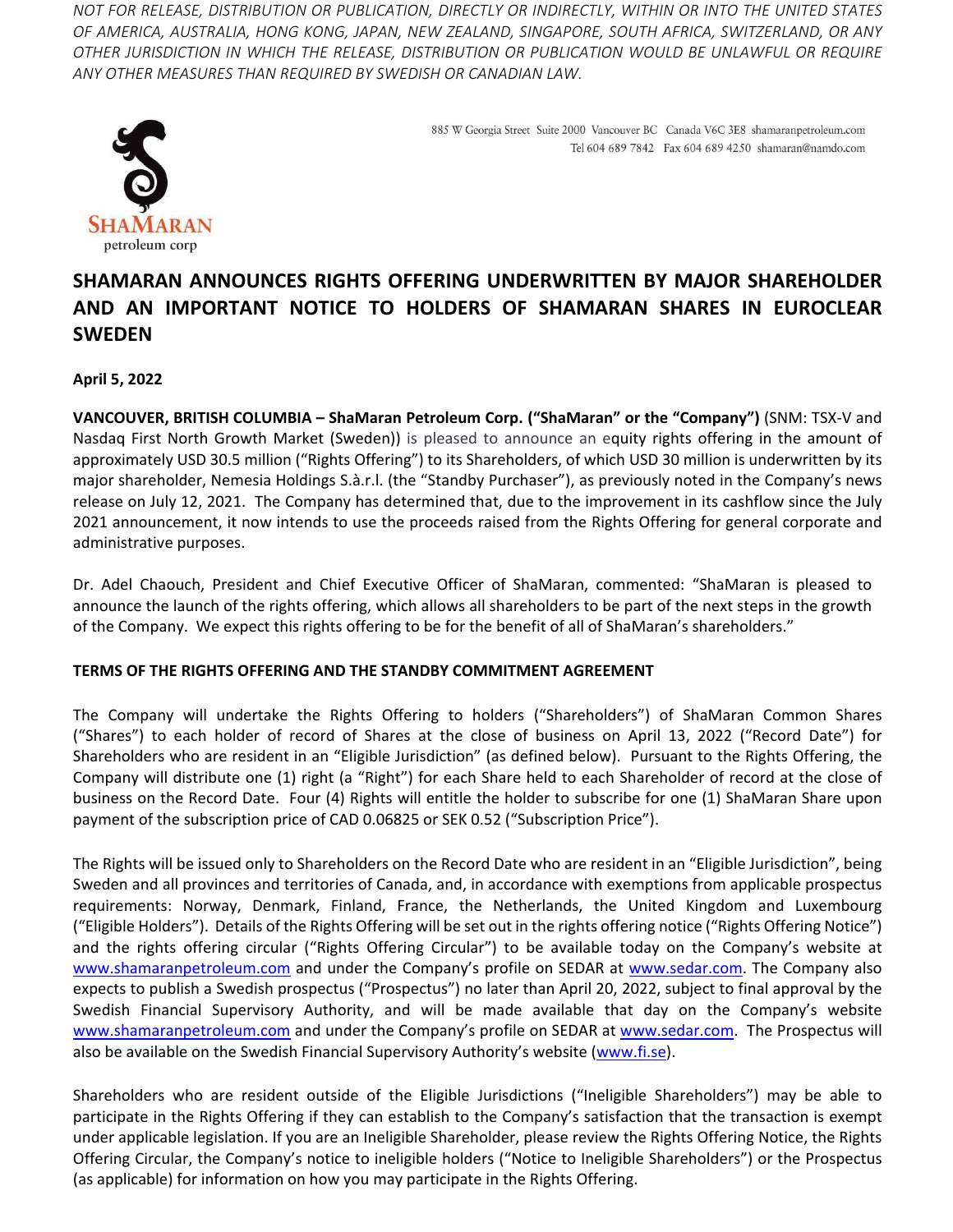*NOT FOR RELEASE, DISTRIBUTION OR PUBLICATION, DIRECTLY OR INDIRECTLY, WITHIN OR INTO THE UNITED STATES OF AMERICA, AUSTRALIA, HONG KONG, JAPAN, NEW ZEALAND, SINGAPORE, SOUTH AFRICA, SWITZERLAND, OR ANY OTHER JURISDICTION IN WHICH THE RELEASE, DISTRIBUTION OR PUBLICATION WOULD BE UNLAWFUL OR REQUIRE ANY OTHER MEASURES THAN REQUIRED BY SWEDISH OR CANADIAN LAW.*

SHAMARAN petroleum corp

885 W Georgia Street Suite 2000 Vancouver BC Canada V6C 3E8 shamaranpetroleum.com
Tel 604 689 7842 Fax 604 689 4250 shamaran@namdo.com

# SHAMARAN ANNOUNCES RIGHTS OFFERING UNDERWRITTEN BY MAJOR SHAREHOLDER AND AN IMPORTANT NOTICE TO HOLDERS OF SHAMARAN SHARES IN EUROCLEAR SWEDEN

**April 5, 2022**

**VANCOUVER, BRITISH COLUMBIA – ShaMaran Petroleum Corp. ("ShaMaran" or the "Company")** (SNM: TSX-V and Nasdaq First North Growth Market (Sweden)) is pleased to announce an equity rights offering in the amount of approximately USD 30.5 million ("Rights Offering") to its Shareholders, of which USD 30 million is underwritten by its major shareholder, Nemesia Holdings S.à.r.l. (the "Standby Purchaser"), as previously noted in the Company's news release on July 12, 2021. The Company has determined that, due to the improvement in its cashflow since the July 2021 announcement, it now intends to use the proceeds raised from the Rights Offering for general corporate and administrative purposes.

Dr. Adel Chaouch, President and Chief Executive Officer of ShaMaran, commented: "ShaMaran is pleased to announce the launch of the rights offering, which allows all shareholders to be part of the next steps in the growth of the Company. We expect this rights offering to be for the benefit of all of ShaMaran's shareholders."

## TERMS OF THE RIGHTS OFFERING AND THE STANDBY COMMITMENT AGREEMENT

The Company will undertake the Rights Offering to holders ("Shareholders") of ShaMaran Common Shares ("Shares") to each holder of record of Shares at the close of business on April 13, 2022 ("Record Date") for Shareholders who are resident in an "Eligible Jurisdiction" (as defined below). Pursuant to the Rights Offering, the Company will distribute one (1) right (a "Right") for each Share held to each Shareholder of record at the close of business on the Record Date. Four (4) Rights will entitle the holder to subscribe for one (1) ShaMaran Share upon payment of the subscription price of CAD 0.06825 or SEK 0.52 ("Subscription Price").

The Rights will be issued only to Shareholders on the Record Date who are resident in an "Eligible Jurisdiction", being Sweden and all provinces and territories of Canada, and, in accordance with exemptions from applicable prospectus requirements: Norway, Denmark, Finland, France, the Netherlands, the United Kingdom and Luxembourg ("Eligible Holders"). Details of the Rights Offering will be set out in the rights offering notice ("Rights Offering Notice") and the rights offering circular ("Rights Offering Circular") to be available today on the Company's website at www.shamaranpetroleum.com and under the Company's profile on SEDAR at www.sedar.com. The Company also expects to publish a Swedish prospectus ("Prospectus") no later than April 20, 2022, subject to final approval by the Swedish Financial Supervisory Authority, and will be made available that day on the Company's website www.shamaranpetroleum.com and under the Company's profile on SEDAR at www.sedar.com. The Prospectus will also be available on the Swedish Financial Supervisory Authority's website (www.fi.se).

Shareholders who are resident outside of the Eligible Jurisdictions ("Ineligible Shareholders") may be able to participate in the Rights Offering if they can establish to the Company's satisfaction that the transaction is exempt under applicable legislation. If you are an Ineligible Shareholder, please review the Rights Offering Notice, the Rights Offering Circular, the Company's notice to ineligible holders ("Notice to Ineligible Shareholders") or the Prospectus (as applicable) for information on how you may participate in the Rights Offering.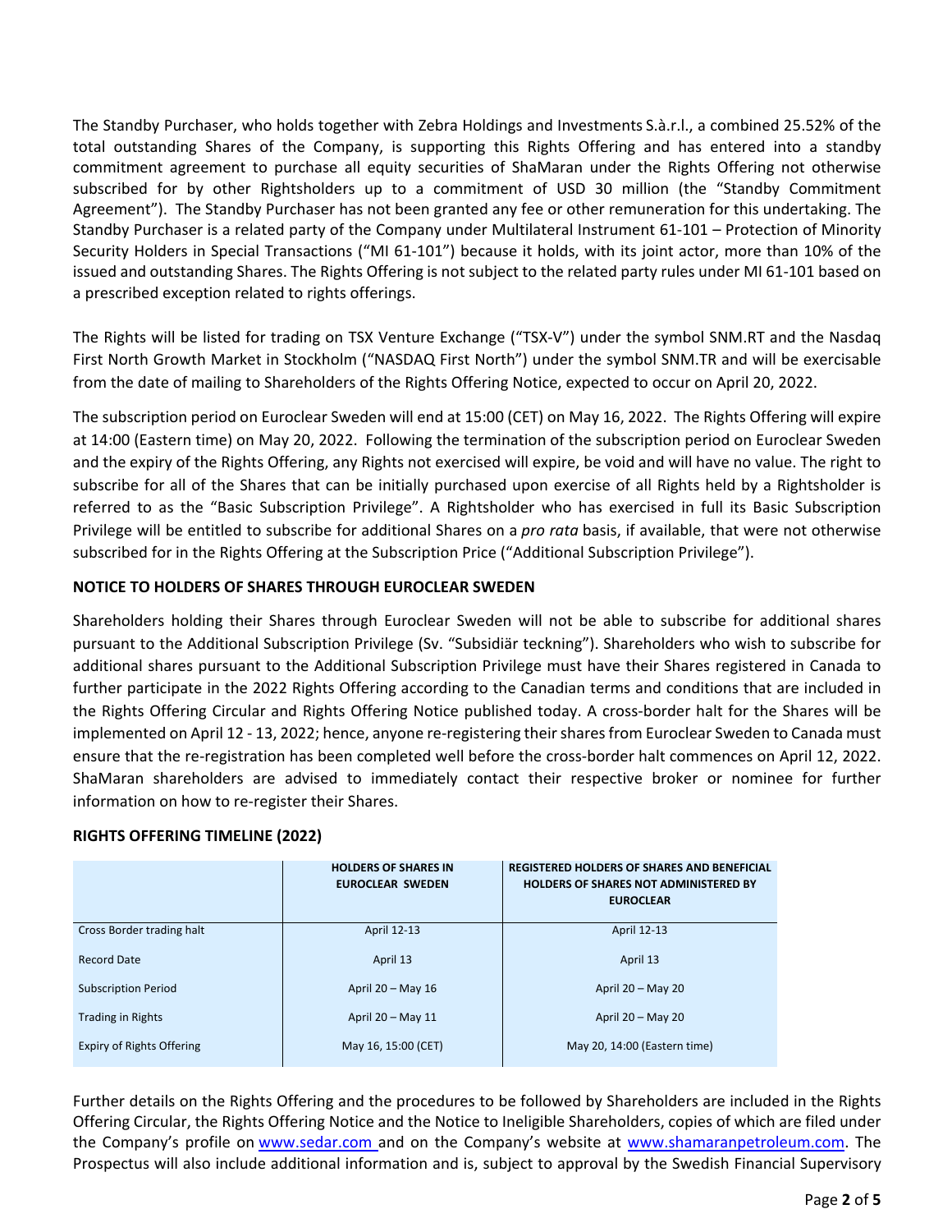The Standby Purchaser, who holds together with Zebra Holdings and Investments S.à.r.l., a combined 25.52% of the total outstanding Shares of the Company, is supporting this Rights Offering and has entered into a standby commitment agreement to purchase all equity securities of ShaMaran under the Rights Offering not otherwise subscribed for by other Rightsholders up to a commitment of USD 30 million (the "Standby Commitment Agreement"). The Standby Purchaser has not been granted any fee or other remuneration for this undertaking. The Standby Purchaser is a related party of the Company under Multilateral Instrument 61-101 – Protection of Minority Security Holders in Special Transactions ("MI 61-101") because it holds, with its joint actor, more than 10% of the issued and outstanding Shares. The Rights Offering is not subject to the related party rules under MI 61-101 based on a prescribed exception related to rights offerings.

The Rights will be listed for trading on TSX Venture Exchange ("TSX-V") under the symbol SNM.RT and the Nasdaq First North Growth Market in Stockholm ("NASDAQ First North") under the symbol SNM.TR and will be exercisable from the date of mailing to Shareholders of the Rights Offering Notice, expected to occur on April 20, 2022.

The subscription period on Euroclear Sweden will end at 15:00 (CET) on May 16, 2022. The Rights Offering will expire at 14:00 (Eastern time) on May 20, 2022. Following the termination of the subscription period on Euroclear Sweden and the expiry of the Rights Offering, any Rights not exercised will expire, be void and will have no value. The right to subscribe for all of the Shares that can be initially purchased upon exercise of all Rights held by a Rightsholder is referred to as the "Basic Subscription Privilege". A Rightsholder who has exercised in full its Basic Subscription Privilege will be entitled to subscribe for additional Shares on a *pro rata* basis, if available, that were not otherwise subscribed for in the Rights Offering at the Subscription Price ("Additional Subscription Privilege").

**NOTICE TO HOLDERS OF SHARES THROUGH EUROCLEAR SWEDEN**

Shareholders holding their Shares through Euroclear Sweden will not be able to subscribe for additional shares pursuant to the Additional Subscription Privilege (Sv. "Subsidiär teckning"). Shareholders who wish to subscribe for additional shares pursuant to the Additional Subscription Privilege must have their Shares registered in Canada to further participate in the 2022 Rights Offering according to the Canadian terms and conditions that are included in the Rights Offering Circular and Rights Offering Notice published today. A cross-border halt for the Shares will be implemented on April 12 - 13, 2022; hence, anyone re-registering their shares from Euroclear Sweden to Canada must ensure that the re-registration has been completed well before the cross-border halt commences on April 12, 2022. ShaMaran shareholders are advised to immediately contact their respective broker or nominee for further information on how to re-register their Shares.

**RIGHTS OFFERING TIMELINE (2022)**

| | HOLDERS OF SHARES IN EUROCLEAR SWEDEN | REGISTERED HOLDERS OF SHARES AND BENEFICIAL HOLDERS OF SHARES NOT ADMINISTERED BY EUROCLEAR |
|---|---|---|
| Cross Border trading halt | April 12-13 | April 12-13 |
| Record Date | April 13 | April 13 |
| Subscription Period | April 20 – May 16 | April 20 – May 20 |
| Trading in Rights | April 20 – May 11 | April 20 – May 20 |
| Expiry of Rights Offering | May 16, 15:00 (CET) | May 20, 14:00 (Eastern time) |

Further details on the Rights Offering and the procedures to be followed by Shareholders are included in the Rights Offering Circular, the Rights Offering Notice and the Notice to Ineligible Shareholders, copies of which are filed under the Company's profile on www.sedar.com and on the Company's website at www.shamaranpetroleum.com. The Prospectus will also include additional information and is, subject to approval by the Swedish Financial Supervisory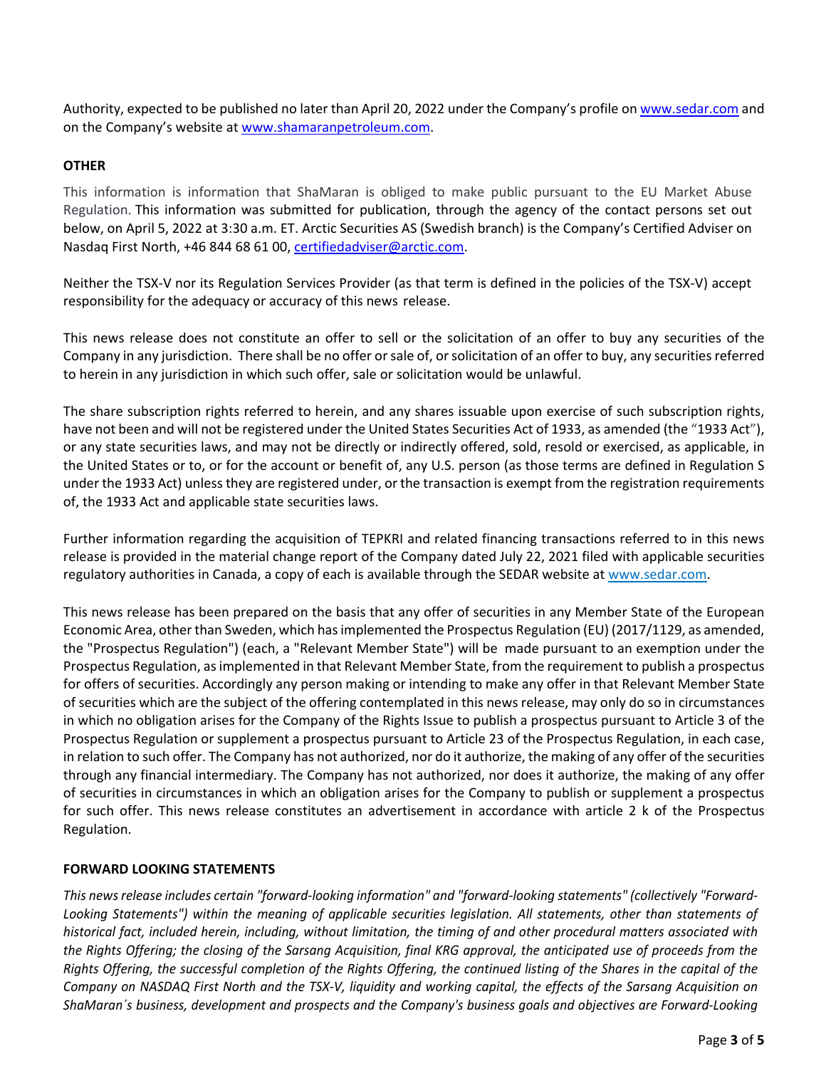Authority, expected to be published no later than April 20, 2022 under the Company's profile on www.sedar.com and on the Company's website at www.shamaranpetroleum.com.

## OTHER

This information is information that ShaMaran is obliged to make public pursuant to the EU Market Abuse Regulation. This information was submitted for publication, through the agency of the contact persons set out below, on April 5, 2022 at 3:30 a.m. ET. Arctic Securities AS (Swedish branch) is the Company's Certified Adviser on Nasdaq First North, +46 844 68 61 00, certifiedadviser@arctic.com.

Neither the TSX-V nor its Regulation Services Provider (as that term is defined in the policies of the TSX-V) accept responsibility for the adequacy or accuracy of this news release.

This news release does not constitute an offer to sell or the solicitation of an offer to buy any securities of the Company in any jurisdiction. There shall be no offer or sale of, or solicitation of an offer to buy, any securities referred to herein in any jurisdiction in which such offer, sale or solicitation would be unlawful.

The share subscription rights referred to herein, and any shares issuable upon exercise of such subscription rights, have not been and will not be registered under the United States Securities Act of 1933, as amended (the "1933 Act"), or any state securities laws, and may not be directly or indirectly offered, sold, resold or exercised, as applicable, in the United States or to, or for the account or benefit of, any U.S. person (as those terms are defined in Regulation S under the 1933 Act) unless they are registered under, or the transaction is exempt from the registration requirements of, the 1933 Act and applicable state securities laws.

Further information regarding the acquisition of TEPKRI and related financing transactions referred to in this news release is provided in the material change report of the Company dated July 22, 2021 filed with applicable securities regulatory authorities in Canada, a copy of each is available through the SEDAR website at www.sedar.com.

This news release has been prepared on the basis that any offer of securities in any Member State of the European Economic Area, other than Sweden, which has implemented the Prospectus Regulation (EU) (2017/1129, as amended, the "Prospectus Regulation") (each, a "Relevant Member State") will be made pursuant to an exemption under the Prospectus Regulation, as implemented in that Relevant Member State, from the requirement to publish a prospectus for offers of securities. Accordingly any person making or intending to make any offer in that Relevant Member State of securities which are the subject of the offering contemplated in this news release, may only do so in circumstances in which no obligation arises for the Company of the Rights Issue to publish a prospectus pursuant to Article 3 of the Prospectus Regulation or supplement a prospectus pursuant to Article 23 of the Prospectus Regulation, in each case, in relation to such offer. The Company has not authorized, nor do it authorize, the making of any offer of the securities through any financial intermediary. The Company has not authorized, nor does it authorize, the making of any offer of securities in circumstances in which an obligation arises for the Company to publish or supplement a prospectus for such offer. This news release constitutes an advertisement in accordance with article 2 k of the Prospectus Regulation.

## FORWARD LOOKING STATEMENTS

*This news release includes certain "forward-looking information" and "forward-looking statements" (collectively "Forward-Looking Statements") within the meaning of applicable securities legislation. All statements, other than statements of historical fact, included herein, including, without limitation, the timing of and other procedural matters associated with the Rights Offering; the closing of the Sarsang Acquisition, final KRG approval, the anticipated use of proceeds from the Rights Offering, the successful completion of the Rights Offering, the continued listing of the Shares in the capital of the Company on NASDAQ First North and the TSX-V, liquidity and working capital, the effects of the Sarsang Acquisition on ShaMaran´s business, development and prospects and the Company's business goals and objectives are Forward-Looking*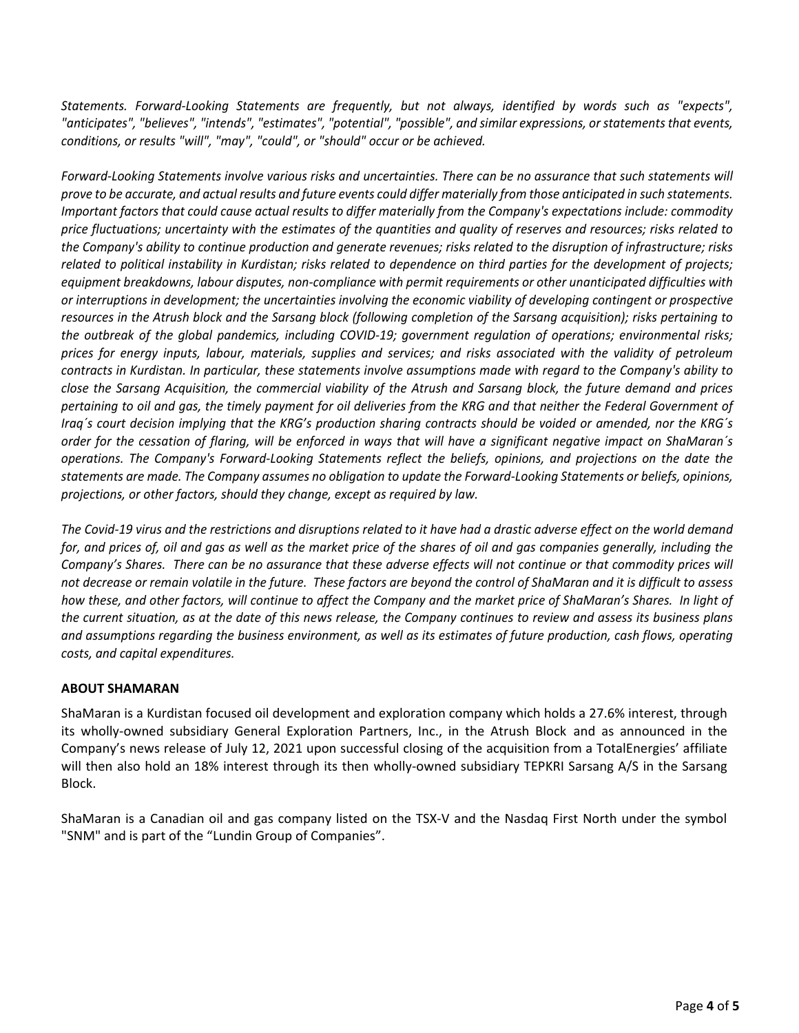*Statements. Forward-Looking Statements are frequently, but not always, identified by words such as "expects", "anticipates", "believes", "intends", "estimates", "potential", "possible", and similar expressions, or statements that events, conditions, or results "will", "may", "could", or "should" occur or be achieved.*

*Forward-Looking Statements involve various risks and uncertainties. There can be no assurance that such statements will prove to be accurate, and actual results and future events could differ materially from those anticipated in such statements. Important factors that could cause actual results to differ materially from the Company's expectations include: commodity price fluctuations; uncertainty with the estimates of the quantities and quality of reserves and resources; risks related to the Company's ability to continue production and generate revenues; risks related to the disruption of infrastructure; risks related to political instability in Kurdistan; risks related to dependence on third parties for the development of projects; equipment breakdowns, labour disputes, non-compliance with permit requirements or other unanticipated difficulties with or interruptions in development; the uncertainties involving the economic viability of developing contingent or prospective resources in the Atrush block and the Sarsang block (following completion of the Sarsang acquisition); risks pertaining to the outbreak of the global pandemics, including COVID-19; government regulation of operations; environmental risks; prices for energy inputs, labour, materials, supplies and services; and risks associated with the validity of petroleum contracts in Kurdistan. In particular, these statements involve assumptions made with regard to the Company's ability to close the Sarsang Acquisition, the commercial viability of the Atrush and Sarsang block, the future demand and prices pertaining to oil and gas, the timely payment for oil deliveries from the KRG and that neither the Federal Government of Iraq´s court decision implying that the KRG's production sharing contracts should be voided or amended, nor the KRG´s order for the cessation of flaring, will be enforced in ways that will have a significant negative impact on ShaMaran´s operations. The Company's Forward-Looking Statements reflect the beliefs, opinions, and projections on the date the statements are made. The Company assumes no obligation to update the Forward-Looking Statements or beliefs, opinions, projections, or other factors, should they change, except as required by law.*

*The Covid-19 virus and the restrictions and disruptions related to it have had a drastic adverse effect on the world demand for, and prices of, oil and gas as well as the market price of the shares of oil and gas companies generally, including the Company's Shares. There can be no assurance that these adverse effects will not continue or that commodity prices will not decrease or remain volatile in the future. These factors are beyond the control of ShaMaran and it is difficult to assess how these, and other factors, will continue to affect the Company and the market price of ShaMaran's Shares. In light of the current situation, as at the date of this news release, the Company continues to review and assess its business plans and assumptions regarding the business environment, as well as its estimates of future production, cash flows, operating costs, and capital expenditures.*

**ABOUT SHAMARAN**

ShaMaran is a Kurdistan focused oil development and exploration company which holds a 27.6% interest, through its wholly-owned subsidiary General Exploration Partners, Inc., in the Atrush Block and as announced in the Company's news release of July 12, 2021 upon successful closing of the acquisition from a TotalEnergies' affiliate will then also hold an 18% interest through its then wholly-owned subsidiary TEPKRI Sarsang A/S in the Sarsang Block.

ShaMaran is a Canadian oil and gas company listed on the TSX-V and the Nasdaq First North under the symbol "SNM" and is part of the "Lundin Group of Companies".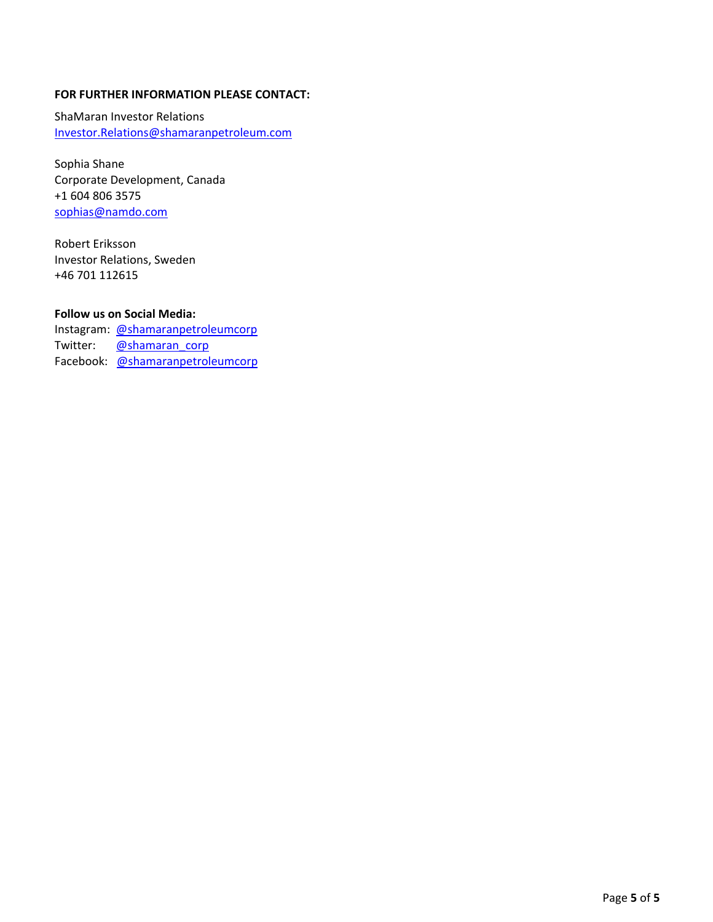**FOR FURTHER INFORMATION PLEASE CONTACT:**

ShaMaran Investor Relations
Investor.Relations@shamaranpetroleum.com

Sophia Shane
Corporate Development, Canada
+1 604 806 3575
sophias@namdo.com

Robert Eriksson
Investor Relations, Sweden
+46 701 112615

**Follow us on Social Media:**
Instagram: @shamaranpetroleumcorp
Twitter: @shamaran_corp
Facebook: @shamaranpetroleumcorp